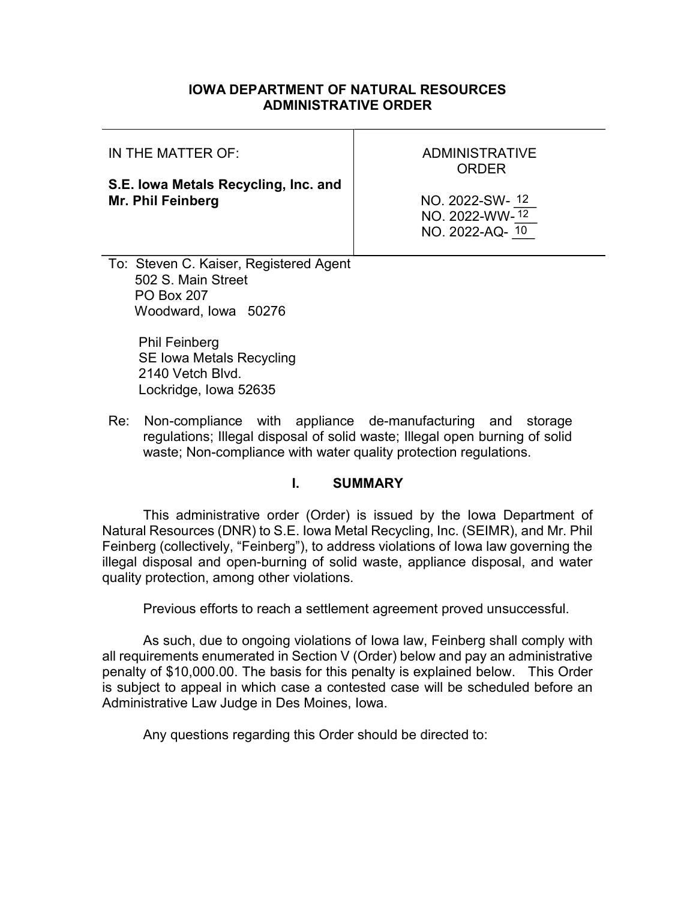# IOWA DEPARTMENT OF NATURAL RESOURCES
# ADMINISTRATIVE ORDER

| IN THE MATTER OF:<br><br>**S.E. Iowa Metals Recycling, Inc. and Mr. Phil Feinberg** | ADMINISTRATIVE ORDER<br><br>NO. 2022-SW- 12<br>NO. 2022-WW- 12<br>NO. 2022-AQ- 10 |
|---|---|

To: Steven C. Kaiser, Registered Agent
502 S. Main Street
PO Box 207
Woodward, Iowa 50276

Phil Feinberg
SE Iowa Metals Recycling
2140 Vetch Blvd.
Lockridge, Iowa 52635

Re: Non-compliance with appliance de-manufacturing and storage regulations; Illegal disposal of solid waste; Illegal open burning of solid waste; Non-compliance with water quality protection regulations.

## I. SUMMARY

This administrative order (Order) is issued by the Iowa Department of Natural Resources (DNR) to S.E. Iowa Metal Recycling, Inc. (SEIMR), and Mr. Phil Feinberg (collectively, "Feinberg"), to address violations of Iowa law governing the illegal disposal and open-burning of solid waste, appliance disposal, and water quality protection, among other violations.

Previous efforts to reach a settlement agreement proved unsuccessful.

As such, due to ongoing violations of Iowa law, Feinberg shall comply with all requirements enumerated in Section V (Order) below and pay an administrative penalty of $10,000.00. The basis for this penalty is explained below. This Order is subject to appeal in which case a contested case will be scheduled before an Administrative Law Judge in Des Moines, Iowa.

Any questions regarding this Order should be directed to: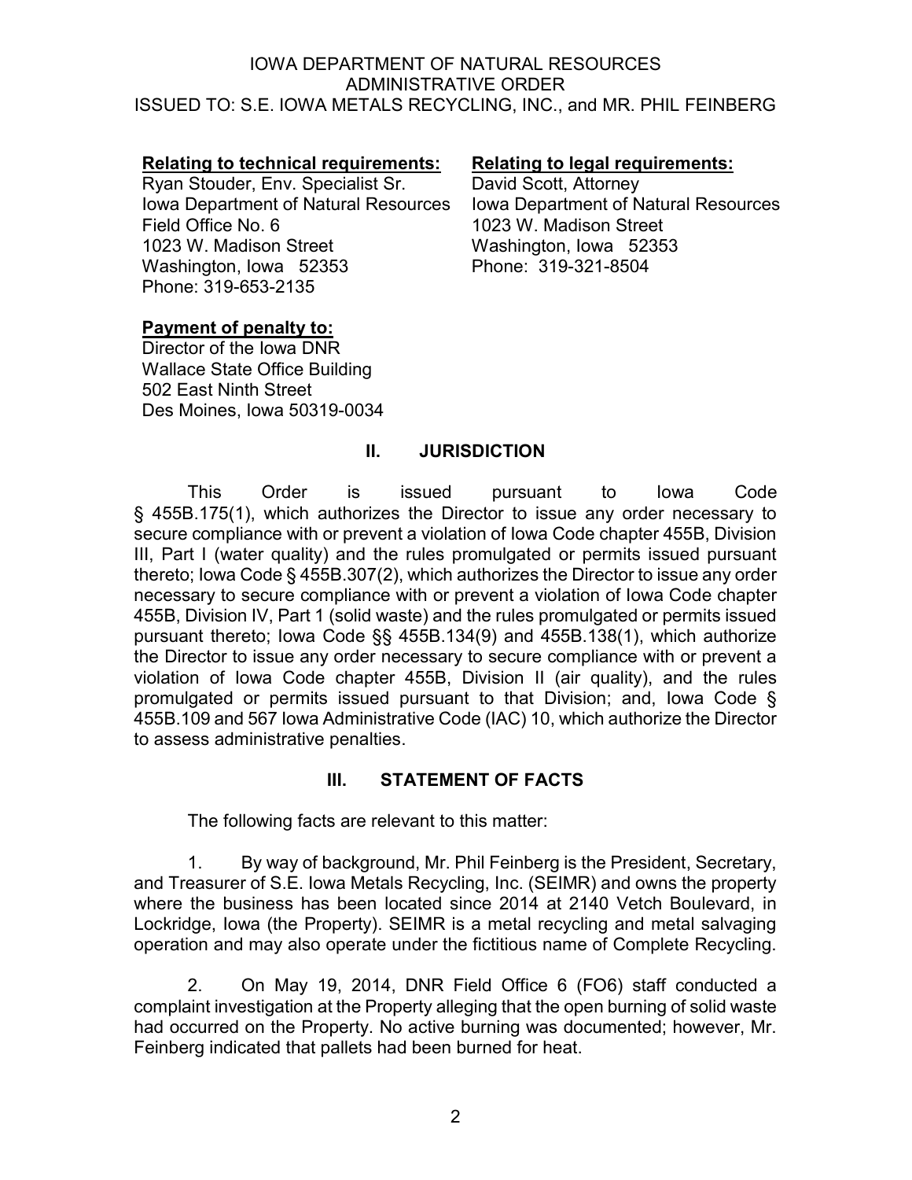IOWA DEPARTMENT OF NATURAL RESOURCES
ADMINISTRATIVE ORDER
ISSUED TO: S.E. IOWA METALS RECYCLING, INC., and MR. PHIL FEINBERG

**Relating to technical requirements:**
Ryan Stouder, Env. Specialist Sr.
Iowa Department of Natural Resources
Field Office No. 6
1023 W. Madison Street
Washington, Iowa 52353
Phone: 319-653-2135

**Relating to legal requirements:**
David Scott, Attorney
Iowa Department of Natural Resources
1023 W. Madison Street
Washington, Iowa 52353
Phone: 319-321-8504

**Payment of penalty to:**
Director of the Iowa DNR
Wallace State Office Building
502 East Ninth Street
Des Moines, Iowa 50319-0034

## II. JURISDICTION

This Order is issued pursuant to Iowa Code § 455B.175(1), which authorizes the Director to issue any order necessary to secure compliance with or prevent a violation of Iowa Code chapter 455B, Division III, Part I (water quality) and the rules promulgated or permits issued pursuant thereto; Iowa Code § 455B.307(2), which authorizes the Director to issue any order necessary to secure compliance with or prevent a violation of Iowa Code chapter 455B, Division IV, Part 1 (solid waste) and the rules promulgated or permits issued pursuant thereto; Iowa Code §§ 455B.134(9) and 455B.138(1), which authorize the Director to issue any order necessary to secure compliance with or prevent a violation of Iowa Code chapter 455B, Division II (air quality), and the rules promulgated or permits issued pursuant to that Division; and, Iowa Code § 455B.109 and 567 Iowa Administrative Code (IAC) 10, which authorize the Director to assess administrative penalties.

## III. STATEMENT OF FACTS

The following facts are relevant to this matter:

1. By way of background, Mr. Phil Feinberg is the President, Secretary, and Treasurer of S.E. Iowa Metals Recycling, Inc. (SEIMR) and owns the property where the business has been located since 2014 at 2140 Vetch Boulevard, in Lockridge, Iowa (the Property). SEIMR is a metal recycling and metal salvaging operation and may also operate under the fictitious name of Complete Recycling.

2. On May 19, 2014, DNR Field Office 6 (FO6) staff conducted a complaint investigation at the Property alleging that the open burning of solid waste had occurred on the Property. No active burning was documented; however, Mr. Feinberg indicated that pallets had been burned for heat.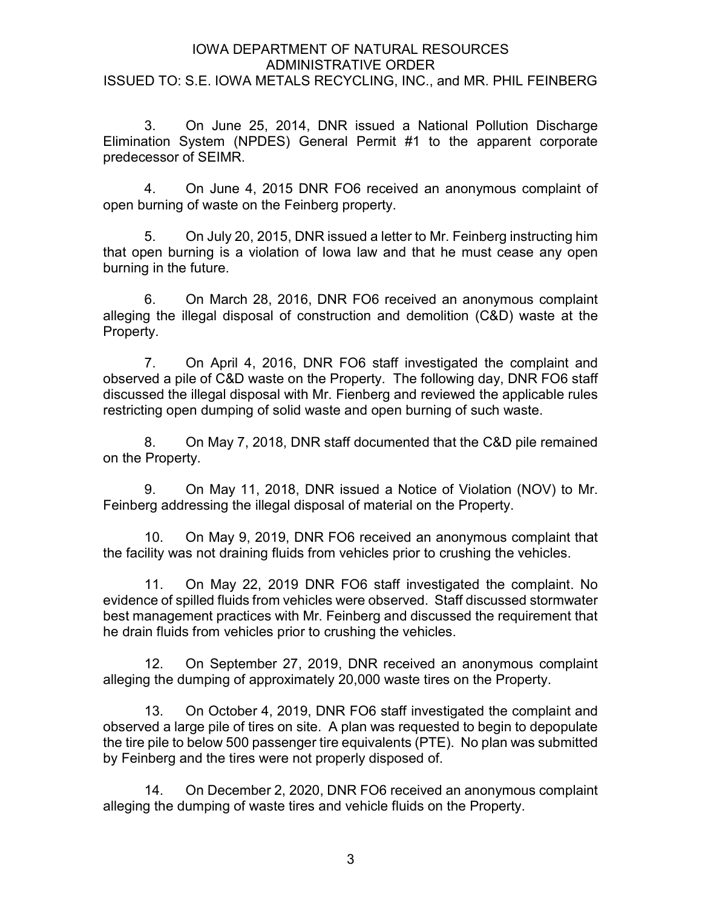3. On June 25, 2014, DNR issued a National Pollution Discharge Elimination System (NPDES) General Permit #1 to the apparent corporate predecessor of SEIMR.

4. On June 4, 2015 DNR FO6 received an anonymous complaint of open burning of waste on the Feinberg property.

5. On July 20, 2015, DNR issued a letter to Mr. Feinberg instructing him that open burning is a violation of Iowa law and that he must cease any open burning in the future.

6. On March 28, 2016, DNR FO6 received an anonymous complaint alleging the illegal disposal of construction and demolition (C&D) waste at the Property.

7. On April 4, 2016, DNR FO6 staff investigated the complaint and observed a pile of C&D waste on the Property. The following day, DNR FO6 staff discussed the illegal disposal with Mr. Fienberg and reviewed the applicable rules restricting open dumping of solid waste and open burning of such waste.

8. On May 7, 2018, DNR staff documented that the C&D pile remained on the Property.

9. On May 11, 2018, DNR issued a Notice of Violation (NOV) to Mr. Feinberg addressing the illegal disposal of material on the Property.

10. On May 9, 2019, DNR FO6 received an anonymous complaint that the facility was not draining fluids from vehicles prior to crushing the vehicles.

11. On May 22, 2019 DNR FO6 staff investigated the complaint. No evidence of spilled fluids from vehicles were observed. Staff discussed stormwater best management practices with Mr. Feinberg and discussed the requirement that he drain fluids from vehicles prior to crushing the vehicles.

12. On September 27, 2019, DNR received an anonymous complaint alleging the dumping of approximately 20,000 waste tires on the Property.

13. On October 4, 2019, DNR FO6 staff investigated the complaint and observed a large pile of tires on site. A plan was requested to begin to depopulate the tire pile to below 500 passenger tire equivalents (PTE). No plan was submitted by Feinberg and the tires were not properly disposed of.

14. On December 2, 2020, DNR FO6 received an anonymous complaint alleging the dumping of waste tires and vehicle fluids on the Property.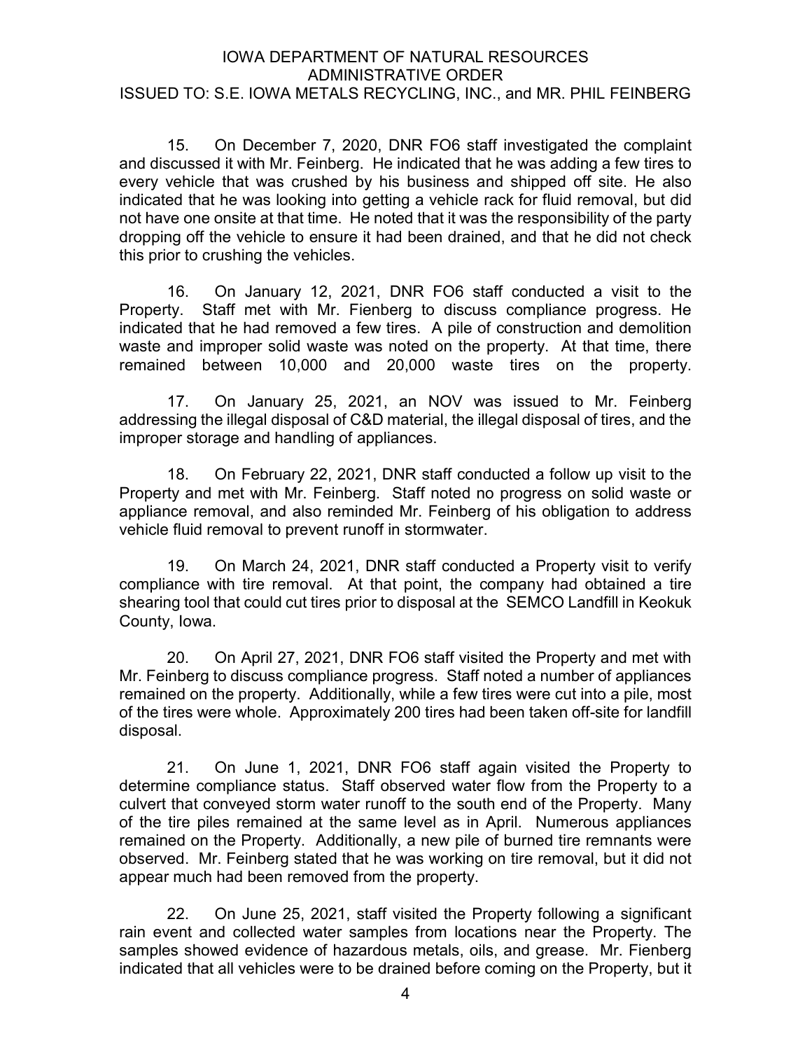15. On December 7, 2020, DNR FO6 staff investigated the complaint and discussed it with Mr. Feinberg. He indicated that he was adding a few tires to every vehicle that was crushed by his business and shipped off site. He also indicated that he was looking into getting a vehicle rack for fluid removal, but did not have one onsite at that time. He noted that it was the responsibility of the party dropping off the vehicle to ensure it had been drained, and that he did not check this prior to crushing the vehicles.

16. On January 12, 2021, DNR FO6 staff conducted a visit to the Property. Staff met with Mr. Fienberg to discuss compliance progress. He indicated that he had removed a few tires. A pile of construction and demolition waste and improper solid waste was noted on the property. At that time, there remained between 10,000 and 20,000 waste tires on the property.

17. On January 25, 2021, an NOV was issued to Mr. Feinberg addressing the illegal disposal of C&D material, the illegal disposal of tires, and the improper storage and handling of appliances.

18. On February 22, 2021, DNR staff conducted a follow up visit to the Property and met with Mr. Feinberg. Staff noted no progress on solid waste or appliance removal, and also reminded Mr. Feinberg of his obligation to address vehicle fluid removal to prevent runoff in stormwater.

19. On March 24, 2021, DNR staff conducted a Property visit to verify compliance with tire removal. At that point, the company had obtained a tire shearing tool that could cut tires prior to disposal at the SEMCO Landfill in Keokuk County, Iowa.

20. On April 27, 2021, DNR FO6 staff visited the Property and met with Mr. Feinberg to discuss compliance progress. Staff noted a number of appliances remained on the property. Additionally, while a few tires were cut into a pile, most of the tires were whole. Approximately 200 tires had been taken off-site for landfill disposal.

21. On June 1, 2021, DNR FO6 staff again visited the Property to determine compliance status. Staff observed water flow from the Property to a culvert that conveyed storm water runoff to the south end of the Property. Many of the tire piles remained at the same level as in April. Numerous appliances remained on the Property. Additionally, a new pile of burned tire remnants were observed. Mr. Feinberg stated that he was working on tire removal, but it did not appear much had been removed from the property.

22. On June 25, 2021, staff visited the Property following a significant rain event and collected water samples from locations near the Property. The samples showed evidence of hazardous metals, oils, and grease. Mr. Fienberg indicated that all vehicles were to be drained before coming on the Property, but it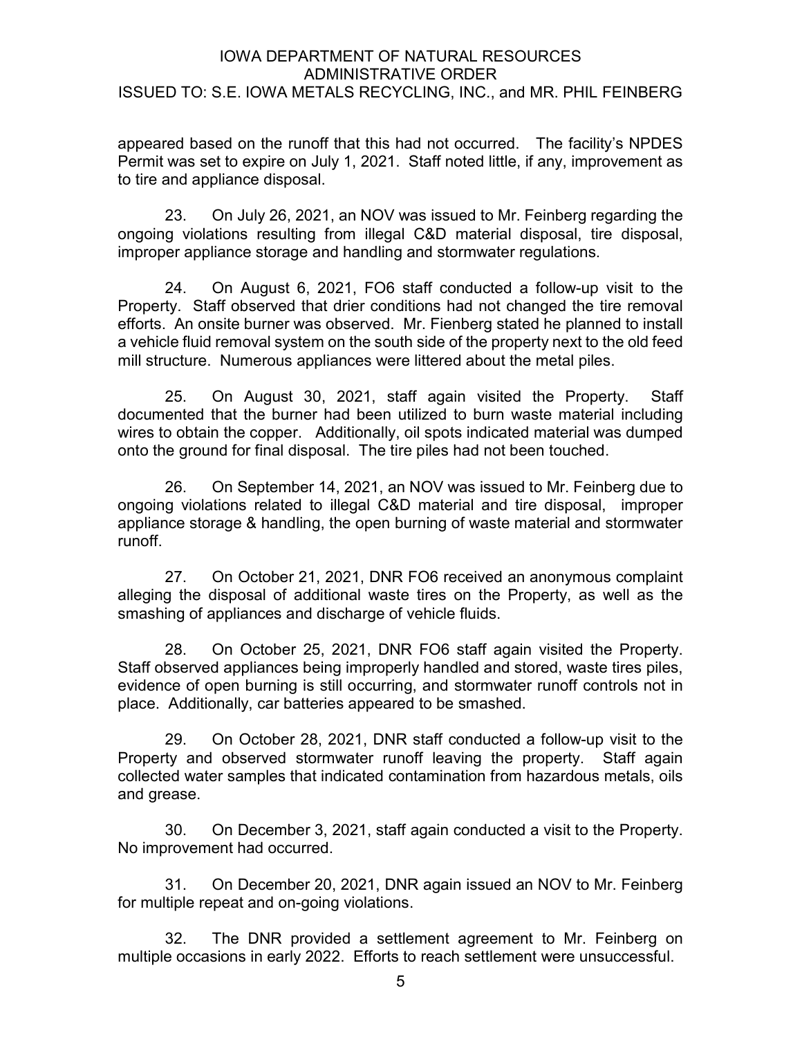appeared based on the runoff that this had not occurred. The facility's NPDES Permit was set to expire on July 1, 2021. Staff noted little, if any, improvement as to tire and appliance disposal.

23. On July 26, 2021, an NOV was issued to Mr. Feinberg regarding the ongoing violations resulting from illegal C&D material disposal, tire disposal, improper appliance storage and handling and stormwater regulations.

24. On August 6, 2021, FO6 staff conducted a follow-up visit to the Property. Staff observed that drier conditions had not changed the tire removal efforts. An onsite burner was observed. Mr. Fienberg stated he planned to install a vehicle fluid removal system on the south side of the property next to the old feed mill structure. Numerous appliances were littered about the metal piles.

25. On August 30, 2021, staff again visited the Property. Staff documented that the burner had been utilized to burn waste material including wires to obtain the copper. Additionally, oil spots indicated material was dumped onto the ground for final disposal. The tire piles had not been touched.

26. On September 14, 2021, an NOV was issued to Mr. Feinberg due to ongoing violations related to illegal C&D material and tire disposal, improper appliance storage & handling, the open burning of waste material and stormwater runoff.

27. On October 21, 2021, DNR FO6 received an anonymous complaint alleging the disposal of additional waste tires on the Property, as well as the smashing of appliances and discharge of vehicle fluids.

28. On October 25, 2021, DNR FO6 staff again visited the Property. Staff observed appliances being improperly handled and stored, waste tires piles, evidence of open burning is still occurring, and stormwater runoff controls not in place. Additionally, car batteries appeared to be smashed.

29. On October 28, 2021, DNR staff conducted a follow-up visit to the Property and observed stormwater runoff leaving the property. Staff again collected water samples that indicated contamination from hazardous metals, oils and grease.

30. On December 3, 2021, staff again conducted a visit to the Property. No improvement had occurred.

31. On December 20, 2021, DNR again issued an NOV to Mr. Feinberg for multiple repeat and on-going violations.

32. The DNR provided a settlement agreement to Mr. Feinberg on multiple occasions in early 2022. Efforts to reach settlement were unsuccessful.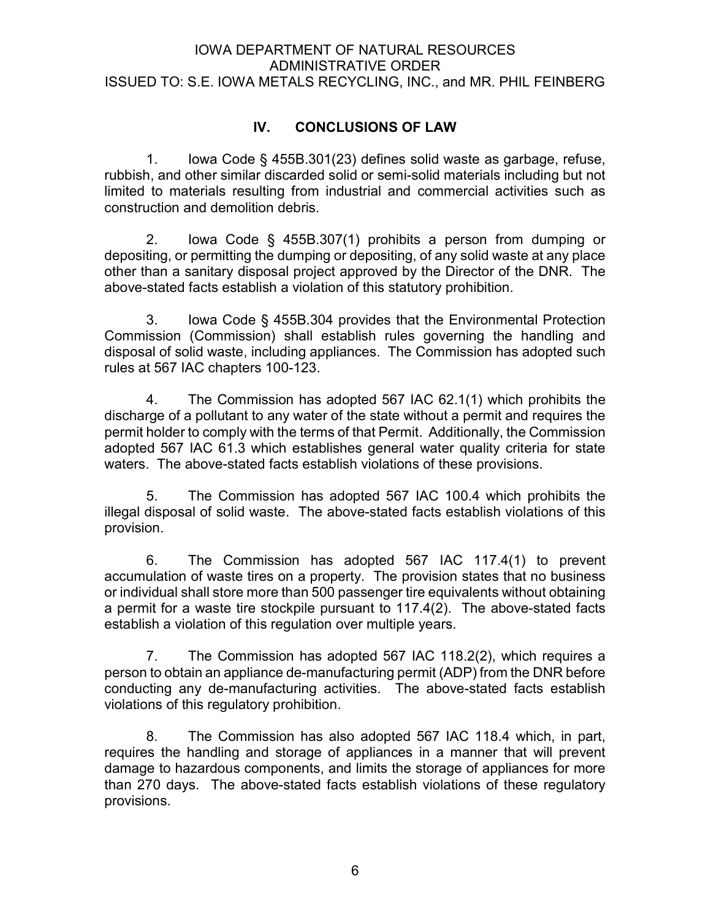## IV. CONCLUSIONS OF LAW

1. Iowa Code § 455B.301(23) defines solid waste as garbage, refuse, rubbish, and other similar discarded solid or semi-solid materials including but not limited to materials resulting from industrial and commercial activities such as construction and demolition debris.

2. Iowa Code § 455B.307(1) prohibits a person from dumping or depositing, or permitting the dumping or depositing, of any solid waste at any place other than a sanitary disposal project approved by the Director of the DNR. The above-stated facts establish a violation of this statutory prohibition.

3. Iowa Code § 455B.304 provides that the Environmental Protection Commission (Commission) shall establish rules governing the handling and disposal of solid waste, including appliances. The Commission has adopted such rules at 567 IAC chapters 100-123.

4. The Commission has adopted 567 IAC 62.1(1) which prohibits the discharge of a pollutant to any water of the state without a permit and requires the permit holder to comply with the terms of that Permit. Additionally, the Commission adopted 567 IAC 61.3 which establishes general water quality criteria for state waters. The above-stated facts establish violations of these provisions.

5. The Commission has adopted 567 IAC 100.4 which prohibits the illegal disposal of solid waste. The above-stated facts establish violations of this provision.

6. The Commission has adopted 567 IAC 117.4(1) to prevent accumulation of waste tires on a property. The provision states that no business or individual shall store more than 500 passenger tire equivalents without obtaining a permit for a waste tire stockpile pursuant to 117.4(2). The above-stated facts establish a violation of this regulation over multiple years.

7. The Commission has adopted 567 IAC 118.2(2), which requires a person to obtain an appliance de-manufacturing permit (ADP) from the DNR before conducting any de-manufacturing activities. The above-stated facts establish violations of this regulatory prohibition.

8. The Commission has also adopted 567 IAC 118.4 which, in part, requires the handling and storage of appliances in a manner that will prevent damage to hazardous components, and limits the storage of appliances for more than 270 days. The above-stated facts establish violations of these regulatory provisions.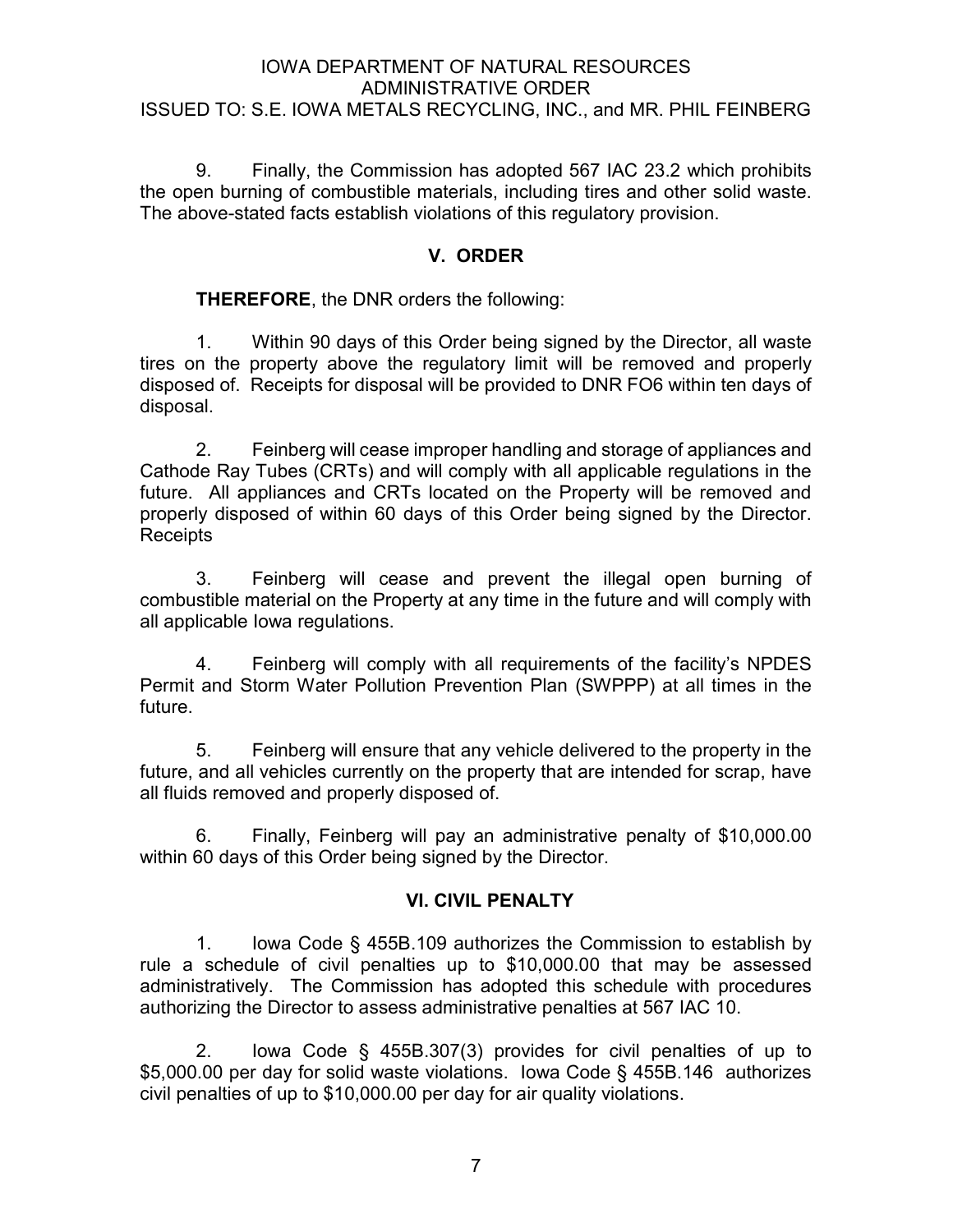9. Finally, the Commission has adopted 567 IAC 23.2 which prohibits the open burning of combustible materials, including tires and other solid waste. The above-stated facts establish violations of this regulatory provision.

## V. ORDER

**THEREFORE**, the DNR orders the following:

1. Within 90 days of this Order being signed by the Director, all waste tires on the property above the regulatory limit will be removed and properly disposed of. Receipts for disposal will be provided to DNR FO6 within ten days of disposal.

2. Feinberg will cease improper handling and storage of appliances and Cathode Ray Tubes (CRTs) and will comply with all applicable regulations in the future. All appliances and CRTs located on the Property will be removed and properly disposed of within 60 days of this Order being signed by the Director. Receipts

3. Feinberg will cease and prevent the illegal open burning of combustible material on the Property at any time in the future and will comply with all applicable Iowa regulations.

4. Feinberg will comply with all requirements of the facility's NPDES Permit and Storm Water Pollution Prevention Plan (SWPPP) at all times in the future.

5. Feinberg will ensure that any vehicle delivered to the property in the future, and all vehicles currently on the property that are intended for scrap, have all fluids removed and properly disposed of.

6. Finally, Feinberg will pay an administrative penalty of $10,000.00 within 60 days of this Order being signed by the Director.

## VI. CIVIL PENALTY

1. Iowa Code § 455B.109 authorizes the Commission to establish by rule a schedule of civil penalties up to $10,000.00 that may be assessed administratively. The Commission has adopted this schedule with procedures authorizing the Director to assess administrative penalties at 567 IAC 10.

2. Iowa Code § 455B.307(3) provides for civil penalties of up to $5,000.00 per day for solid waste violations. Iowa Code § 455B.146 authorizes civil penalties of up to $10,000.00 per day for air quality violations.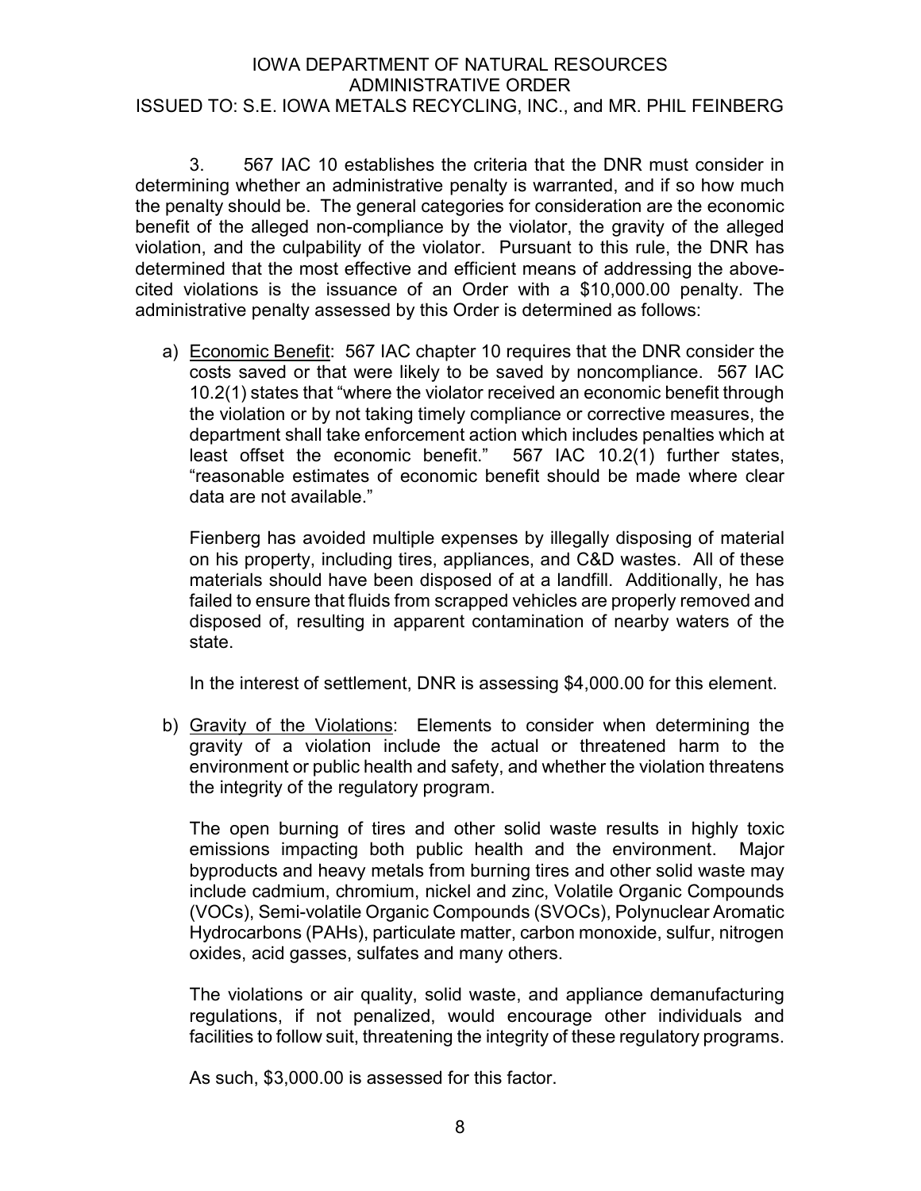3. 567 IAC 10 establishes the criteria that the DNR must consider in determining whether an administrative penalty is warranted, and if so how much the penalty should be. The general categories for consideration are the economic benefit of the alleged non-compliance by the violator, the gravity of the alleged violation, and the culpability of the violator. Pursuant to this rule, the DNR has determined that the most effective and efficient means of addressing the above-cited violations is the issuance of an Order with a $10,000.00 penalty. The administrative penalty assessed by this Order is determined as follows:

a) Economic Benefit: 567 IAC chapter 10 requires that the DNR consider the costs saved or that were likely to be saved by noncompliance. 567 IAC 10.2(1) states that "where the violator received an economic benefit through the violation or by not taking timely compliance or corrective measures, the department shall take enforcement action which includes penalties which at least offset the economic benefit." 567 IAC 10.2(1) further states, "reasonable estimates of economic benefit should be made where clear data are not available."

   Fienberg has avoided multiple expenses by illegally disposing of material on his property, including tires, appliances, and C&D wastes. All of these materials should have been disposed of at a landfill. Additionally, he has failed to ensure that fluids from scrapped vehicles are properly removed and disposed of, resulting in apparent contamination of nearby waters of the state.

   In the interest of settlement, DNR is assessing $4,000.00 for this element.

b) Gravity of the Violations: Elements to consider when determining the gravity of a violation include the actual or threatened harm to the environment or public health and safety, and whether the violation threatens the integrity of the regulatory program.

   The open burning of tires and other solid waste results in highly toxic emissions impacting both public health and the environment. Major byproducts and heavy metals from burning tires and other solid waste may include cadmium, chromium, nickel and zinc, Volatile Organic Compounds (VOCs), Semi-volatile Organic Compounds (SVOCs), Polynuclear Aromatic Hydrocarbons (PAHs), particulate matter, carbon monoxide, sulfur, nitrogen oxides, acid gasses, sulfates and many others.

   The violations or air quality, solid waste, and appliance demanufacturing regulations, if not penalized, would encourage other individuals and facilities to follow suit, threatening the integrity of these regulatory programs.

   As such, $3,000.00 is assessed for this factor.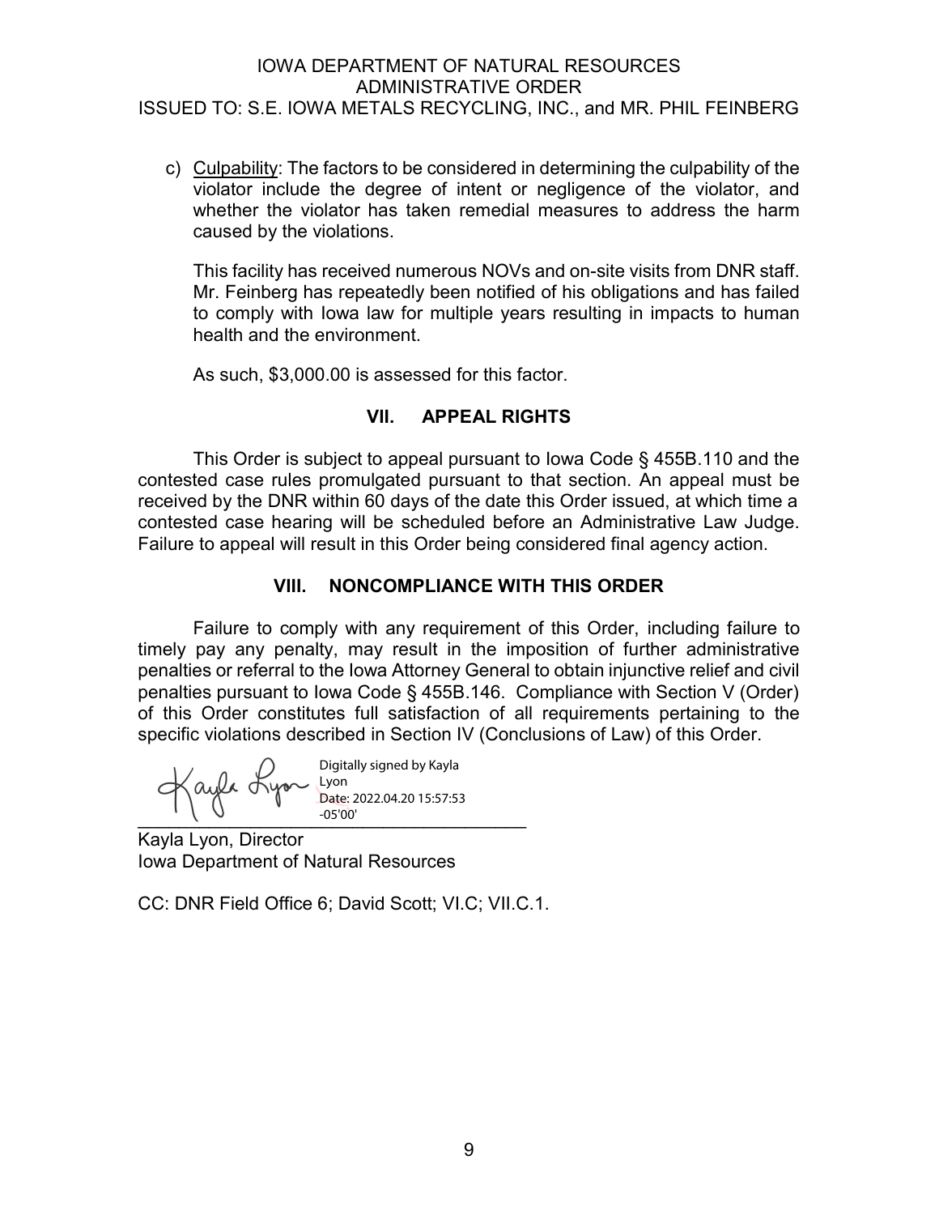c) Culpability: The factors to be considered in determining the culpability of the violator include the degree of intent or negligence of the violator, and whether the violator has taken remedial measures to address the harm caused by the violations.

   This facility has received numerous NOVs and on-site visits from DNR staff. Mr. Feinberg has repeatedly been notified of his obligations and has failed to comply with Iowa law for multiple years resulting in impacts to human health and the environment.

   As such, $3,000.00 is assessed for this factor.

## VII. APPEAL RIGHTS

This Order is subject to appeal pursuant to Iowa Code § 455B.110 and the contested case rules promulgated pursuant to that section. An appeal must be received by the DNR within 60 days of the date this Order issued, at which time a contested case hearing will be scheduled before an Administrative Law Judge. Failure to appeal will result in this Order being considered final agency action.

## VIII. NONCOMPLIANCE WITH THIS ORDER

Failure to comply with any requirement of this Order, including failure to timely pay any penalty, may result in the imposition of further administrative penalties or referral to the Iowa Attorney General to obtain injunctive relief and civil penalties pursuant to Iowa Code § 455B.146. Compliance with Section V (Order) of this Order constitutes full satisfaction of all requirements pertaining to the specific violations described in Section IV (Conclusions of Law) of this Order.

Digitally signed by Kayla Lyon
Date: 2022.04.20 15:57:53 -05'00'

Kayla Lyon, Director
Iowa Department of Natural Resources

CC: DNR Field Office 6; David Scott; VI.C; VII.C.1.